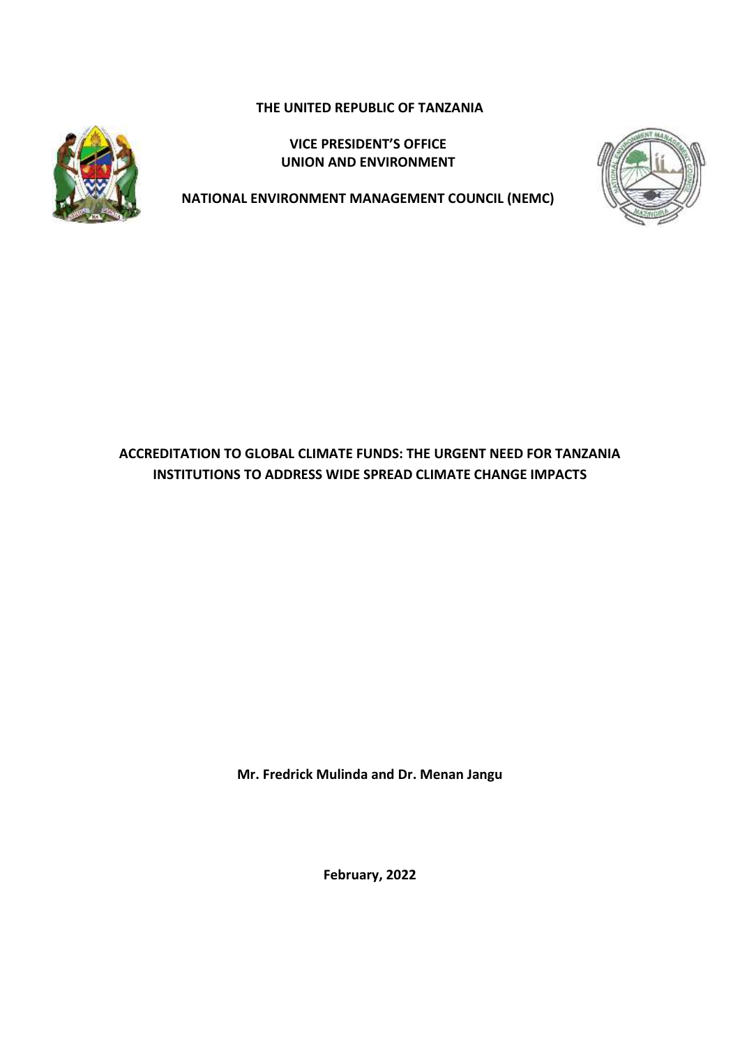**THE UNITED REPUBLIC OF TANZANIA**

**VICE PRESIDENT'S OFFICE**
**UNION AND ENVIRONMENT**

**NATIONAL ENVIRONMENT MANAGEMENT COUNCIL (NEMC)**

# ACCREDITATION TO GLOBAL CLIMATE FUNDS: THE URGENT NEED FOR TANZANIA INSTITUTIONS TO ADDRESS WIDE SPREAD CLIMATE CHANGE IMPACTS

**Mr. Fredrick Mulinda and Dr. Menan Jangu**

**February, 2022**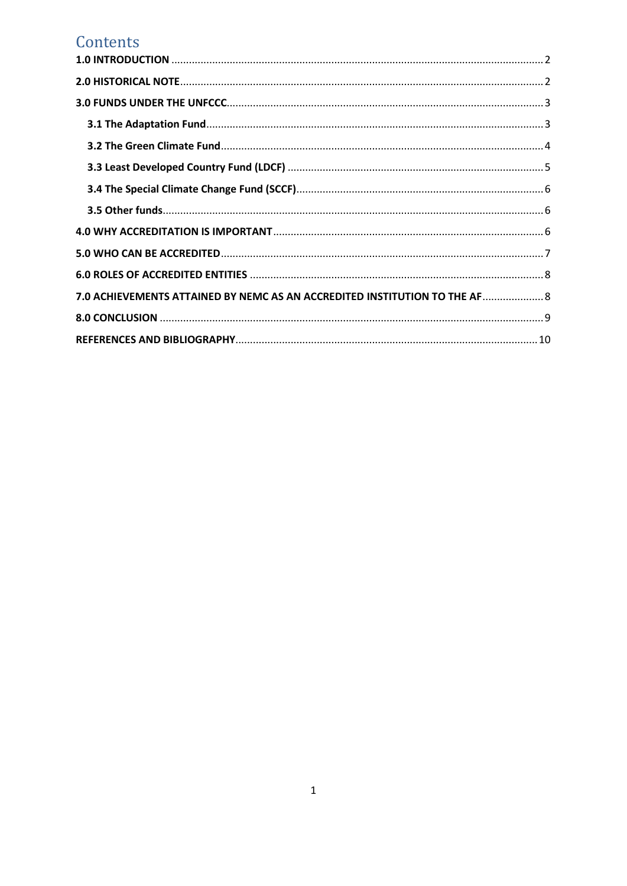# Contents

**1.0 INTRODUCTION** .......... 2

**2.0 HISTORICAL NOTE** .......... 2

**3.0 FUNDS UNDER THE UNFCCC** .......... 3

- **3.1 The Adaptation Fund** .......... 3
- **3.2 The Green Climate Fund** .......... 4
- **3.3 Least Developed Country Fund (LDCF)** .......... 5
- **3.4 The Special Climate Change Fund (SCCF)** .......... 6
- **3.5 Other funds** .......... 6

**4.0 WHY ACCREDITATION IS IMPORTANT** .......... 6

**5.0 WHO CAN BE ACCREDITED** .......... 7

**6.0 ROLES OF ACCREDITED ENTITIES** .......... 8

**7.0 ACHIEVEMENTS ATTAINED BY NEMC AS AN ACCREDITED INSTITUTION TO THE AF** .......... 8

**8.0 CONCLUSION** .......... 9

**REFERENCES AND BIBLIOGRAPHY** .......... 10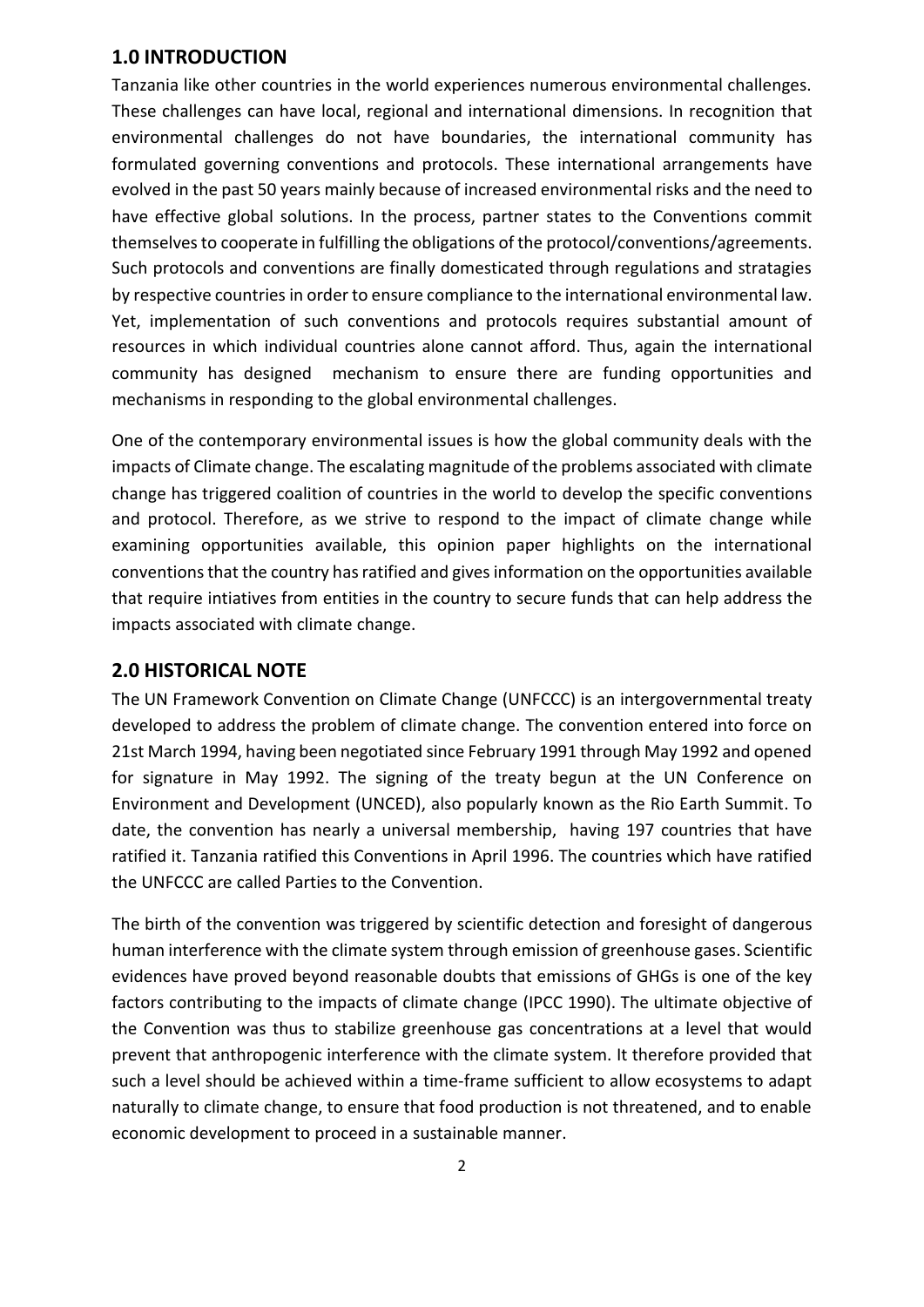## 1.0 INTRODUCTION

Tanzania like other countries in the world experiences numerous environmental challenges. These challenges can have local, regional and international dimensions. In recognition that environmental challenges do not have boundaries, the international community has formulated governing conventions and protocols. These international arrangements have evolved in the past 50 years mainly because of increased environmental risks and the need to have effective global solutions. In the process, partner states to the Conventions commit themselves to cooperate in fulfilling the obligations of the protocol/conventions/agreements. Such protocols and conventions are finally domesticated through regulations and stratagies by respective countries in order to ensure compliance to the international environmental law. Yet, implementation of such conventions and protocols requires substantial amount of resources in which individual countries alone cannot afford. Thus, again the international community has designed mechanism to ensure there are funding opportunities and mechanisms in responding to the global environmental challenges.

One of the contemporary environmental issues is how the global community deals with the impacts of Climate change. The escalating magnitude of the problems associated with climate change has triggered coalition of countries in the world to develop the specific conventions and protocol. Therefore, as we strive to respond to the impact of climate change while examining opportunities available, this opinion paper highlights on the international conventions that the country has ratified and gives information on the opportunities available that require intiatives from entities in the country to secure funds that can help address the impacts associated with climate change.

## 2.0 HISTORICAL NOTE

The UN Framework Convention on Climate Change (UNFCCC) is an intergovernmental treaty developed to address the problem of climate change. The convention entered into force on 21st March 1994, having been negotiated since February 1991 through May 1992 and opened for signature in May 1992. The signing of the treaty begun at the UN Conference on Environment and Development (UNCED), also popularly known as the Rio Earth Summit. To date, the convention has nearly a universal membership, having 197 countries that have ratified it. Tanzania ratified this Conventions in April 1996. The countries which have ratified the UNFCCC are called Parties to the Convention.

The birth of the convention was triggered by scientific detection and foresight of dangerous human interference with the climate system through emission of greenhouse gases. Scientific evidences have proved beyond reasonable doubts that emissions of GHGs is one of the key factors contributing to the impacts of climate change (IPCC 1990). The ultimate objective of the Convention was thus to stabilize greenhouse gas concentrations at a level that would prevent that anthropogenic interference with the climate system. It therefore provided that such a level should be achieved within a time-frame sufficient to allow ecosystems to adapt naturally to climate change, to ensure that food production is not threatened, and to enable economic development to proceed in a sustainable manner.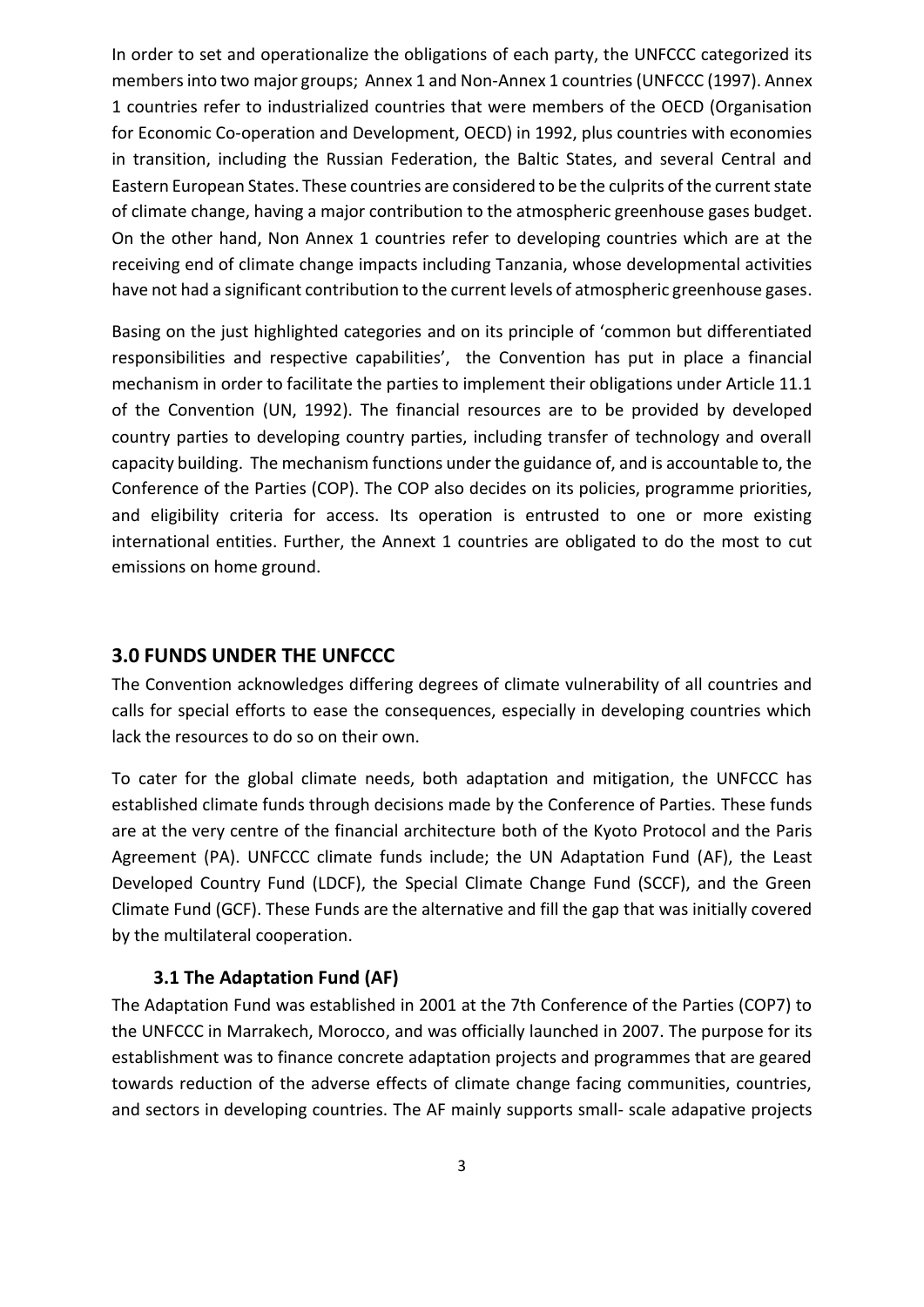In order to set and operationalize the obligations of each party, the UNFCCC categorized its members into two major groups; Annex 1 and Non-Annex 1 countries (UNFCCC (1997). Annex 1 countries refer to industrialized countries that were members of the OECD (Organisation for Economic Co-operation and Development, OECD) in 1992, plus countries with economies in transition, including the Russian Federation, the Baltic States, and several Central and Eastern European States. These countries are considered to be the culprits of the current state of climate change, having a major contribution to the atmospheric greenhouse gases budget. On the other hand, Non Annex 1 countries refer to developing countries which are at the receiving end of climate change impacts including Tanzania, whose developmental activities have not had a significant contribution to the current levels of atmospheric greenhouse gases.

Basing on the just highlighted categories and on its principle of 'common but differentiated responsibilities and respective capabilities', the Convention has put in place a financial mechanism in order to facilitate the parties to implement their obligations under Article 11.1 of the Convention (UN, 1992). The financial resources are to be provided by developed country parties to developing country parties, including transfer of technology and overall capacity building. The mechanism functions under the guidance of, and is accountable to, the Conference of the Parties (COP). The COP also decides on its policies, programme priorities, and eligibility criteria for access. Its operation is entrusted to one or more existing international entities. Further, the Annext 1 countries are obligated to do the most to cut emissions on home ground.

## 3.0 FUNDS UNDER THE UNFCCC

The Convention acknowledges differing degrees of climate vulnerability of all countries and calls for special efforts to ease the consequences, especially in developing countries which lack the resources to do so on their own.

To cater for the global climate needs, both adaptation and mitigation, the UNFCCC has established climate funds through decisions made by the Conference of Parties. These funds are at the very centre of the financial architecture both of the Kyoto Protocol and the Paris Agreement (PA). UNFCCC climate funds include; the UN Adaptation Fund (AF), the Least Developed Country Fund (LDCF), the Special Climate Change Fund (SCCF), and the Green Climate Fund (GCF). These Funds are the alternative and fill the gap that was initially covered by the multilateral cooperation.

### 3.1 The Adaptation Fund (AF)

The Adaptation Fund was established in 2001 at the 7th Conference of the Parties (COP7) to the UNFCCC in Marrakech, Morocco, and was officially launched in 2007. The purpose for its establishment was to finance concrete adaptation projects and programmes that are geared towards reduction of the adverse effects of climate change facing communities, countries, and sectors in developing countries. The AF mainly supports small- scale adapative projects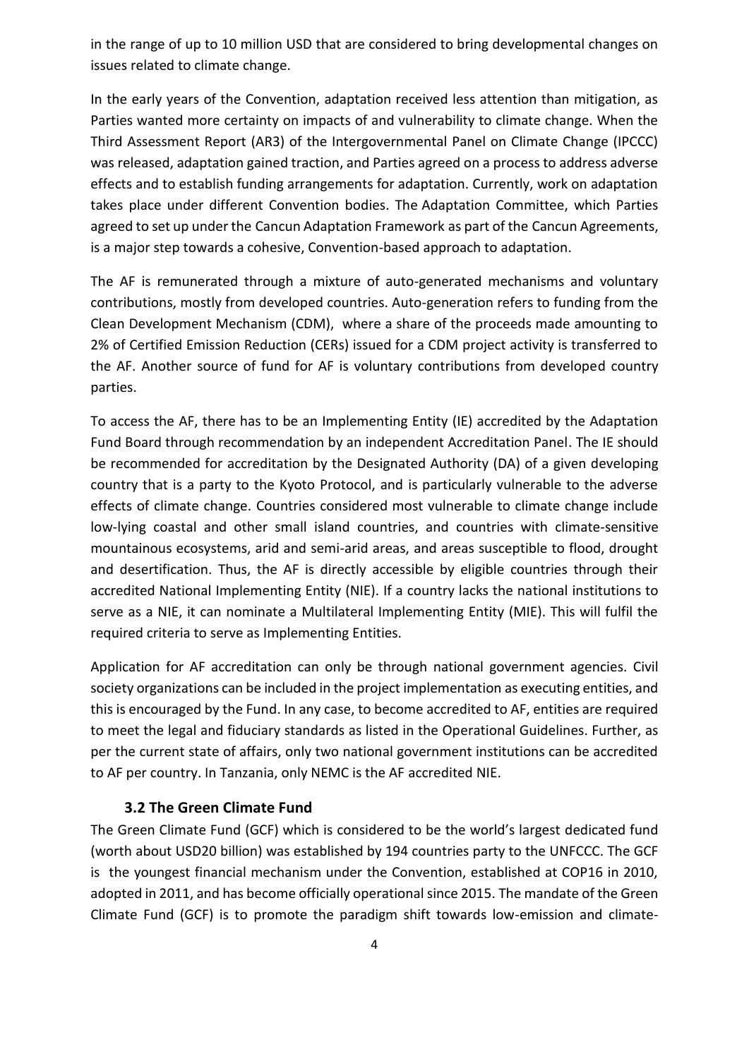in the range of up to 10 million USD that are considered to bring developmental changes on issues related to climate change.

In the early years of the Convention, adaptation received less attention than mitigation, as Parties wanted more certainty on impacts of and vulnerability to climate change. When the Third Assessment Report (AR3) of the Intergovernmental Panel on Climate Change (IPCCC) was released, adaptation gained traction, and Parties agreed on a process to address adverse effects and to establish funding arrangements for adaptation. Currently, work on adaptation takes place under different Convention bodies. The Adaptation Committee, which Parties agreed to set up under the Cancun Adaptation Framework as part of the Cancun Agreements, is a major step towards a cohesive, Convention-based approach to adaptation.

The AF is remunerated through a mixture of auto-generated mechanisms and voluntary contributions, mostly from developed countries. Auto-generation refers to funding from the Clean Development Mechanism (CDM), where a share of the proceeds made amounting to 2% of Certified Emission Reduction (CERs) issued for a CDM project activity is transferred to the AF. Another source of fund for AF is voluntary contributions from developed country parties.

To access the AF, there has to be an Implementing Entity (IE) accredited by the Adaptation Fund Board through recommendation by an independent Accreditation Panel. The IE should be recommended for accreditation by the Designated Authority (DA) of a given developing country that is a party to the Kyoto Protocol, and is particularly vulnerable to the adverse effects of climate change. Countries considered most vulnerable to climate change include low-lying coastal and other small island countries, and countries with climate-sensitive mountainous ecosystems, arid and semi-arid areas, and areas susceptible to flood, drought and desertification. Thus, the AF is directly accessible by eligible countries through their accredited National Implementing Entity (NIE). If a country lacks the national institutions to serve as a NIE, it can nominate a Multilateral Implementing Entity (MIE). This will fulfil the required criteria to serve as Implementing Entities.

Application for AF accreditation can only be through national government agencies. Civil society organizations can be included in the project implementation as executing entities, and this is encouraged by the Fund. In any case, to become accredited to AF, entities are required to meet the legal and fiduciary standards as listed in the Operational Guidelines. Further, as per the current state of affairs, only two national government institutions can be accredited to AF per country. In Tanzania, only NEMC is the AF accredited NIE.

### 3.2 The Green Climate Fund

The Green Climate Fund (GCF) which is considered to be the world's largest dedicated fund (worth about USD20 billion) was established by 194 countries party to the UNFCCC. The GCF is the youngest financial mechanism under the Convention, established at COP16 in 2010, adopted in 2011, and has become officially operational since 2015. The mandate of the Green Climate Fund (GCF) is to promote the paradigm shift towards low-emission and climate-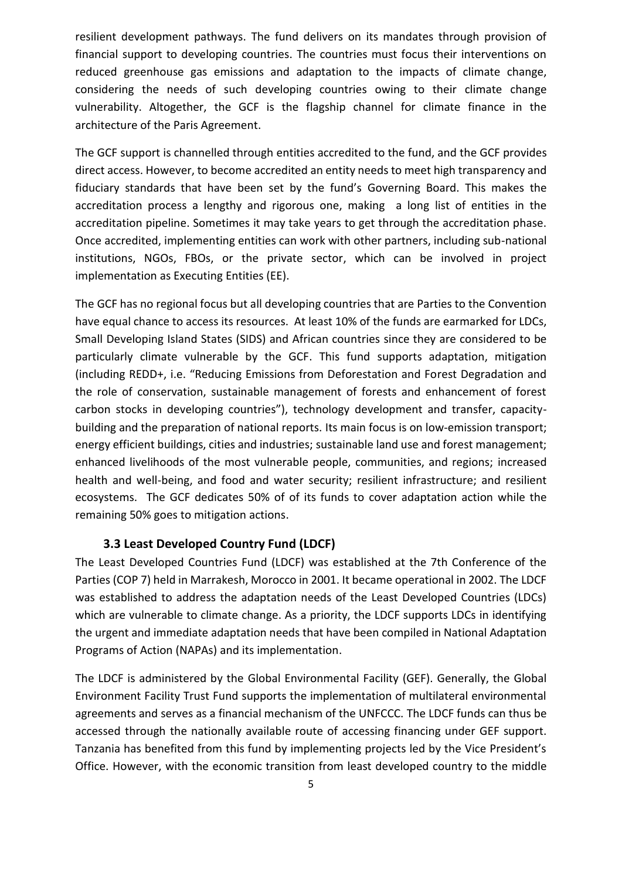resilient development pathways. The fund delivers on its mandates through provision of financial support to developing countries. The countries must focus their interventions on reduced greenhouse gas emissions and adaptation to the impacts of climate change, considering the needs of such developing countries owing to their climate change vulnerability. Altogether, the GCF is the flagship channel for climate finance in the architecture of the Paris Agreement.

The GCF support is channelled through entities accredited to the fund, and the GCF provides direct access. However, to become accredited an entity needs to meet high transparency and fiduciary standards that have been set by the fund's Governing Board. This makes the accreditation process a lengthy and rigorous one, making a long list of entities in the accreditation pipeline. Sometimes it may take years to get through the accreditation phase. Once accredited, implementing entities can work with other partners, including sub-national institutions, NGOs, FBOs, or the private sector, which can be involved in project implementation as Executing Entities (EE).

The GCF has no regional focus but all developing countries that are Parties to the Convention have equal chance to access its resources. At least 10% of the funds are earmarked for LDCs, Small Developing Island States (SIDS) and African countries since they are considered to be particularly climate vulnerable by the GCF. This fund supports adaptation, mitigation (including REDD+, i.e. "Reducing Emissions from Deforestation and Forest Degradation and the role of conservation, sustainable management of forests and enhancement of forest carbon stocks in developing countries"), technology development and transfer, capacity-building and the preparation of national reports. Its main focus is on low-emission transport; energy efficient buildings, cities and industries; sustainable land use and forest management; enhanced livelihoods of the most vulnerable people, communities, and regions; increased health and well-being, and food and water security; resilient infrastructure; and resilient ecosystems. The GCF dedicates 50% of of its funds to cover adaptation action while the remaining 50% goes to mitigation actions.

### 3.3 Least Developed Country Fund (LDCF)

The Least Developed Countries Fund (LDCF) was established at the 7th Conference of the Parties (COP 7) held in Marrakesh, Morocco in 2001. It became operational in 2002. The LDCF was established to address the adaptation needs of the Least Developed Countries (LDCs) which are vulnerable to climate change. As a priority, the LDCF supports LDCs in identifying the urgent and immediate adaptation needs that have been compiled in National Adaptation Programs of Action (NAPAs) and its implementation.

The LDCF is administered by the Global Environmental Facility (GEF). Generally, the Global Environment Facility Trust Fund supports the implementation of multilateral environmental agreements and serves as a financial mechanism of the UNFCCC. The LDCF funds can thus be accessed through the nationally available route of accessing financing under GEF support. Tanzania has benefited from this fund by implementing projects led by the Vice President's Office. However, with the economic transition from least developed country to the middle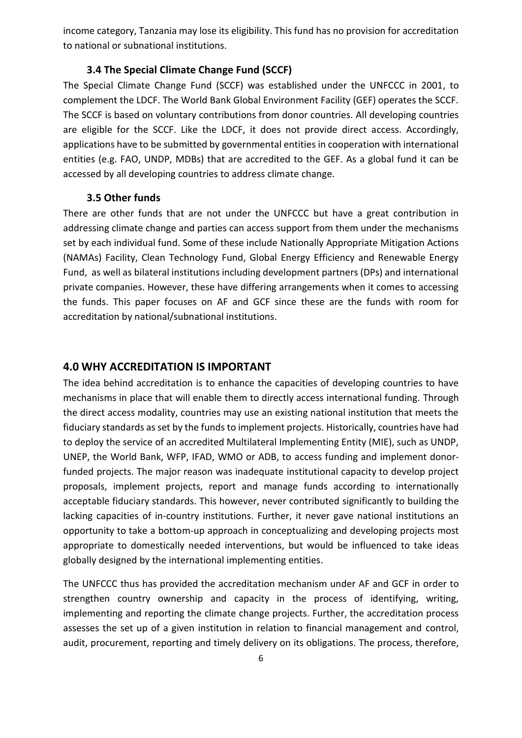income category, Tanzania may lose its eligibility. This fund has no provision for accreditation to national or subnational institutions.

### 3.4 The Special Climate Change Fund (SCCF)

The Special Climate Change Fund (SCCF) was established under the UNFCCC in 2001, to complement the LDCF. The World Bank Global Environment Facility (GEF) operates the SCCF. The SCCF is based on voluntary contributions from donor countries. All developing countries are eligible for the SCCF. Like the LDCF, it does not provide direct access. Accordingly, applications have to be submitted by governmental entities in cooperation with international entities (e.g. FAO, UNDP, MDBs) that are accredited to the GEF. As a global fund it can be accessed by all developing countries to address climate change.

### 3.5 Other funds

There are other funds that are not under the UNFCCC but have a great contribution in addressing climate change and parties can access support from them under the mechanisms set by each individual fund. Some of these include Nationally Appropriate Mitigation Actions (NAMAs) Facility, Clean Technology Fund, Global Energy Efficiency and Renewable Energy Fund, as well as bilateral institutions including development partners (DPs) and international private companies. However, these have differing arrangements when it comes to accessing the funds. This paper focuses on AF and GCF since these are the funds with room for accreditation by national/subnational institutions.

## 4.0 WHY ACCREDITATION IS IMPORTANT

The idea behind accreditation is to enhance the capacities of developing countries to have mechanisms in place that will enable them to directly access international funding. Through the direct access modality, countries may use an existing national institution that meets the fiduciary standards as set by the funds to implement projects. Historically, countries have had to deploy the service of an accredited Multilateral Implementing Entity (MIE), such as UNDP, UNEP, the World Bank, WFP, IFAD, WMO or ADB, to access funding and implement donor-funded projects. The major reason was inadequate institutional capacity to develop project proposals, implement projects, report and manage funds according to internationally acceptable fiduciary standards. This however, never contributed significantly to building the lacking capacities of in-country institutions. Further, it never gave national institutions an opportunity to take a bottom-up approach in conceptualizing and developing projects most appropriate to domestically needed interventions, but would be influenced to take ideas globally designed by the international implementing entities.

The UNFCCC thus has provided the accreditation mechanism under AF and GCF in order to strengthen country ownership and capacity in the process of identifying, writing, implementing and reporting the climate change projects. Further, the accreditation process assesses the set up of a given institution in relation to financial management and control, audit, procurement, reporting and timely delivery on its obligations. The process, therefore,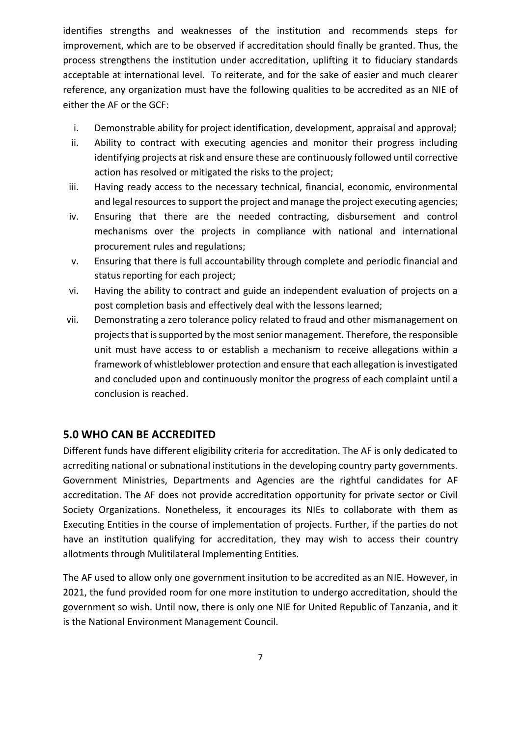identifies strengths and weaknesses of the institution and recommends steps for improvement, which are to be observed if accreditation should finally be granted. Thus, the process strengthens the institution under accreditation, uplifting it to fiduciary standards acceptable at international level. To reiterate, and for the sake of easier and much clearer reference, any organization must have the following qualities to be accredited as an NIE of either the AF or the GCF:

i. Demonstrable ability for project identification, development, appraisal and approval;
ii. Ability to contract with executing agencies and monitor their progress including identifying projects at risk and ensure these are continuously followed until corrective action has resolved or mitigated the risks to the project;
iii. Having ready access to the necessary technical, financial, economic, environmental and legal resources to support the project and manage the project executing agencies;
iv. Ensuring that there are the needed contracting, disbursement and control mechanisms over the projects in compliance with national and international procurement rules and regulations;
v. Ensuring that there is full accountability through complete and periodic financial and status reporting for each project;
vi. Having the ability to contract and guide an independent evaluation of projects on a post completion basis and effectively deal with the lessons learned;
vii. Demonstrating a zero tolerance policy related to fraud and other mismanagement on projects that is supported by the most senior management. Therefore, the responsible unit must have access to or establish a mechanism to receive allegations within a framework of whistleblower protection and ensure that each allegation is investigated and concluded upon and continuously monitor the progress of each complaint until a conclusion is reached.

## 5.0 WHO CAN BE ACCREDITED

Different funds have different eligibility criteria for accreditation. The AF is only dedicated to acrrediting national or subnational institutions in the developing country party governments. Government Ministries, Departments and Agencies are the rightful candidates for AF accreditation. The AF does not provide accreditation opportunity for private sector or Civil Society Organizations. Nonetheless, it encourages its NIEs to collaborate with them as Executing Entities in the course of implementation of projects. Further, if the parties do not have an institution qualifying for accreditation, they may wish to access their country allotments through Mulitilateral Implementing Entities.

The AF used to allow only one government insitution to be accredited as an NIE. However, in 2021, the fund provided room for one more institution to undergo accreditation, should the government so wish. Until now, there is only one NIE for United Republic of Tanzania, and it is the National Environment Management Council.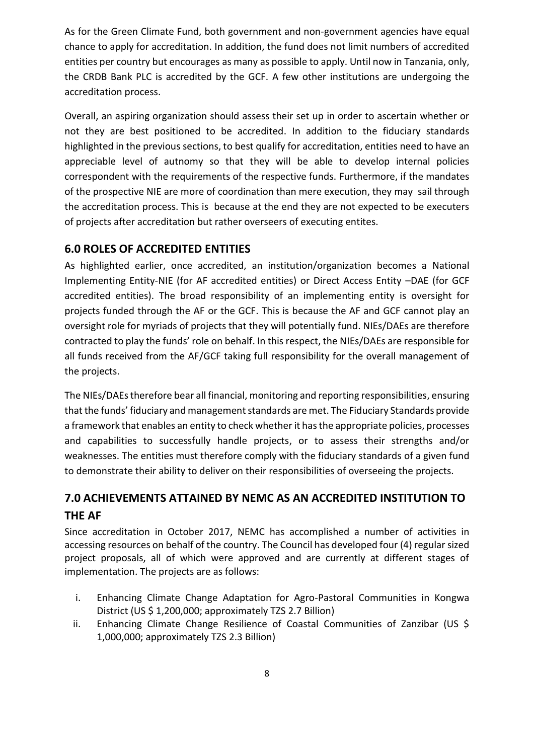As for the Green Climate Fund, both government and non-government agencies have equal chance to apply for accreditation. In addition, the fund does not limit numbers of accredited entities per country but encourages as many as possible to apply. Until now in Tanzania, only, the CRDB Bank PLC is accredited by the GCF. A few other institutions are undergoing the accreditation process.

Overall, an aspiring organization should assess their set up in order to ascertain whether or not they are best positioned to be accredited. In addition to the fiduciary standards highlighted in the previous sections, to best qualify for accreditation, entities need to have an appreciable level of autnomy so that they will be able to develop internal policies correspondent with the requirements of the respective funds. Furthermore, if the mandates of the prospective NIE are more of coordination than mere execution, they may sail through the accreditation process. This is because at the end they are not expected to be executers of projects after accreditation but rather overseers of executing entites.

## 6.0 ROLES OF ACCREDITED ENTITIES

As highlighted earlier, once accredited, an institution/organization becomes a National Implementing Entity-NIE (for AF accredited entities) or Direct Access Entity –DAE (for GCF accredited entities). The broad responsibility of an implementing entity is oversight for projects funded through the AF or the GCF. This is because the AF and GCF cannot play an oversight role for myriads of projects that they will potentially fund. NIEs/DAEs are therefore contracted to play the funds' role on behalf. In this respect, the NIEs/DAEs are responsible for all funds received from the AF/GCF taking full responsibility for the overall management of the projects.

The NIEs/DAEs therefore bear all financial, monitoring and reporting responsibilities, ensuring that the funds' fiduciary and management standards are met. The Fiduciary Standards provide a framework that enables an entity to check whether it has the appropriate policies, processes and capabilities to successfully handle projects, or to assess their strengths and/or weaknesses. The entities must therefore comply with the fiduciary standards of a given fund to demonstrate their ability to deliver on their responsibilities of overseeing the projects.

## 7.0 ACHIEVEMENTS ATTAINED BY NEMC AS AN ACCREDITED INSTITUTION TO THE AF

Since accreditation in October 2017, NEMC has accomplished a number of activities in accessing resources on behalf of the country. The Council has developed four (4) regular sized project proposals, all of which were approved and are currently at different stages of implementation. The projects are as follows:

i. Enhancing Climate Change Adaptation for Agro-Pastoral Communities in Kongwa District (US $ 1,200,000; approximately TZS 2.7 Billion)
ii. Enhancing Climate Change Resilience of Coastal Communities of Zanzibar (US $ 1,000,000; approximately TZS 2.3 Billion)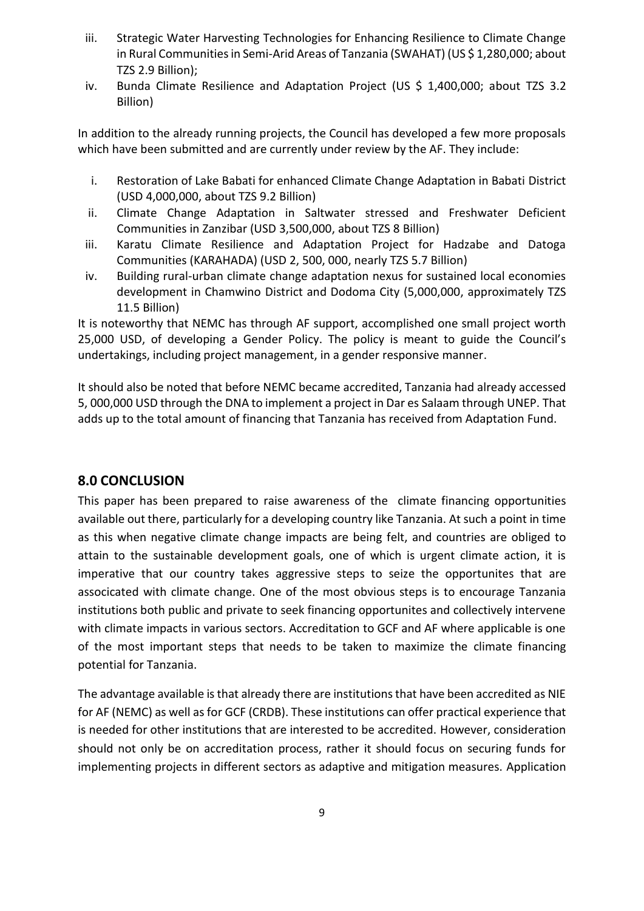iii. Strategic Water Harvesting Technologies for Enhancing Resilience to Climate Change in Rural Communities in Semi-Arid Areas of Tanzania (SWAHAT) (US $ 1,280,000; about TZS 2.9 Billion);
iv. Bunda Climate Resilience and Adaptation Project (US $ 1,400,000; about TZS 3.2 Billion)

In addition to the already running projects, the Council has developed a few more proposals which have been submitted and are currently under review by the AF. They include:

i. Restoration of Lake Babati for enhanced Climate Change Adaptation in Babati District (USD 4,000,000, about TZS 9.2 Billion)
ii. Climate Change Adaptation in Saltwater stressed and Freshwater Deficient Communities in Zanzibar (USD 3,500,000, about TZS 8 Billion)
iii. Karatu Climate Resilience and Adaptation Project for Hadzabe and Datoga Communities (KARAHADA) (USD 2, 500, 000, nearly TZS 5.7 Billion)
iv. Building rural-urban climate change adaptation nexus for sustained local economies development in Chamwino District and Dodoma City (5,000,000, approximately TZS 11.5 Billion)

It is noteworthy that NEMC has through AF support, accomplished one small project worth 25,000 USD, of developing a Gender Policy. The policy is meant to guide the Council's undertakings, including project management, in a gender responsive manner.

It should also be noted that before NEMC became accredited, Tanzania had already accessed 5, 000,000 USD through the DNA to implement a project in Dar es Salaam through UNEP. That adds up to the total amount of financing that Tanzania has received from Adaptation Fund.

## 8.0 CONCLUSION

This paper has been prepared to raise awareness of the climate financing opportunities available out there, particularly for a developing country like Tanzania. At such a point in time as this when negative climate change impacts are being felt, and countries are obliged to attain to the sustainable development goals, one of which is urgent climate action, it is imperative that our country takes aggressive steps to seize the opportunites that are associcated with climate change. One of the most obvious steps is to encourage Tanzania institutions both public and private to seek financing opportunites and collectively intervene with climate impacts in various sectors. Accreditation to GCF and AF where applicable is one of the most important steps that needs to be taken to maximize the climate financing potential for Tanzania.

The advantage available is that already there are institutions that have been accredited as NIE for AF (NEMC) as well as for GCF (CRDB). These institutions can offer practical experience that is needed for other institutions that are interested to be accredited. However, consideration should not only be on accreditation process, rather it should focus on securing funds for implementing projects in different sectors as adaptive and mitigation measures. Application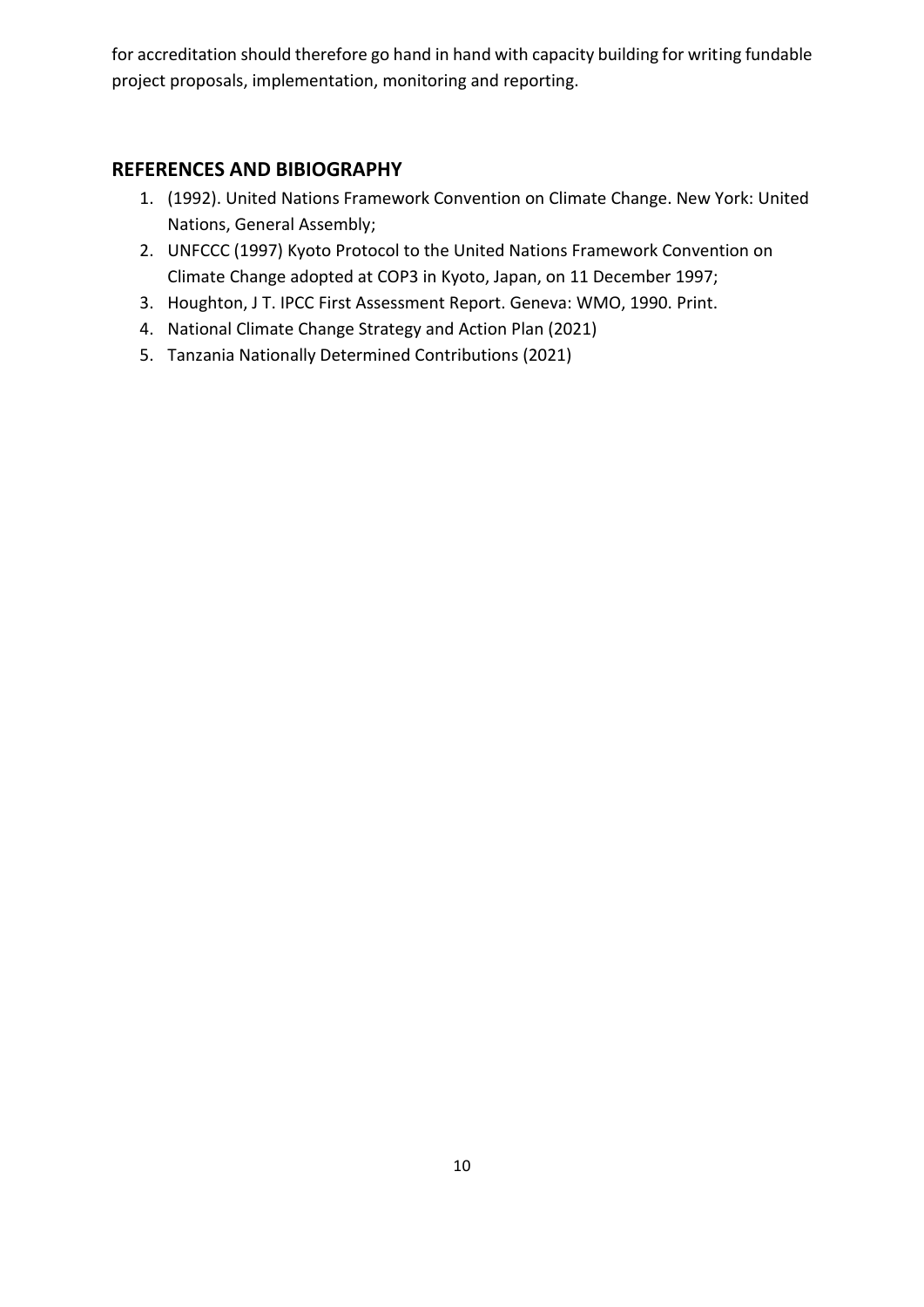for accreditation should therefore go hand in hand with capacity building for writing fundable project proposals, implementation, monitoring and reporting.

## REFERENCES AND BIBIOGRAPHY

1. (1992). United Nations Framework Convention on Climate Change. New York: United Nations, General Assembly;
2. UNFCCC (1997) Kyoto Protocol to the United Nations Framework Convention on Climate Change adopted at COP3 in Kyoto, Japan, on 11 December 1997;
3. Houghton, J T. IPCC First Assessment Report. Geneva: WMO, 1990. Print.
4. National Climate Change Strategy and Action Plan (2021)
5. Tanzania Nationally Determined Contributions (2021)